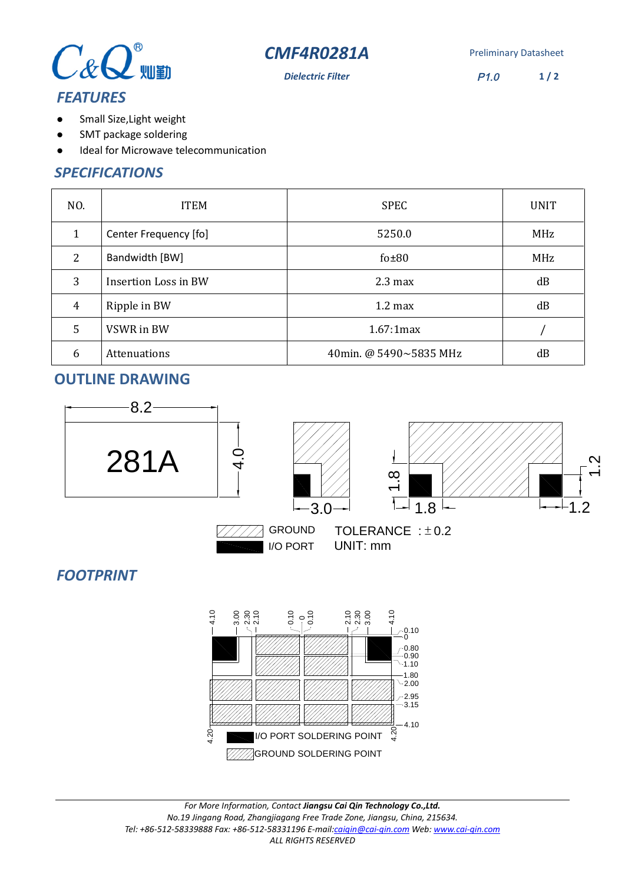# CMF4R0281A

*Dielectric Filter*

Preliminary Datasheet

*P1.0*

## FEATURES

- Small Size,Light weight
- SMT package soldering
- Ideal for Microwave telecommunication

## SPECIFICATIONS

| NO. | ITEM | SPEC | UNIT |
|---|---|---|---|
| 1 | Center Frequency [fo] | 5250.0 | MHz |
| 2 | Bandwidth [BW] | fo±80 | MHz |
| 3 | Insertion Loss in BW | 2.3 max | dB |
| 4 | Ripple in BW | 1.2 max | dB |
| 5 | VSWR in BW | 1.67:1max | / |
| 6 | Attenuations | 40min. @ 5490~5835 MHz | dB |

## OUTLINE DRAWING

8.2

281A

4.0

3.0

1.8

1.8

1.2

1.2

GROUND

I/O PORT

TOLERANCE ：±0.2

UNIT: mm

## FOOTPRINT

4.10 3.00 2.30 2.10 0.10 0 0.10 2.10 2.30 3.00 4.10

0.10 0 0.80 0.90 1.10 1.80 2.00 2.95 3.15 4.10

4.20 4.20

I/O PORT SOLDERING POINT

GROUND SOLDERING POINT

---

*For More Information, Contact* ***Jiangsu Cai Qin Technology Co.,Ltd.***

*No.19 Jingang Road, Zhangjiagang Free Trade Zone, Jiangsu, China, 215634.*

*Tel: +86-512-58339888 Fax: +86-512-58331196 E-mail:caiqin@cai-qin.com Web: www.cai-qin.com*

*ALL RIGHTS RESERVED*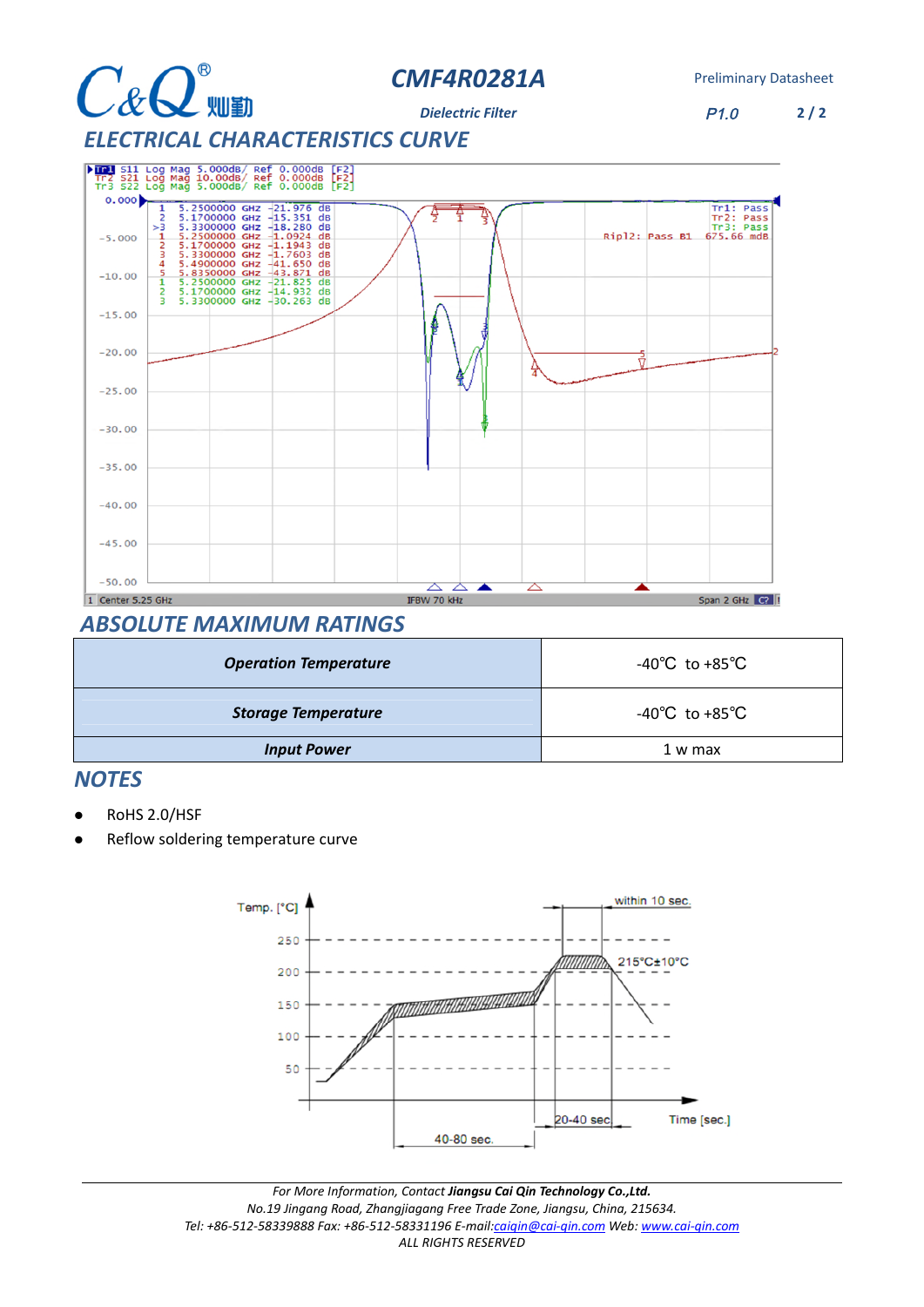## ELECTRICAL CHARACTERISTICS CURVE

Tr1 S11 Log Mag 5.000dB/ Ref 0.000dB [F2]
Tr2 S21 Log Mag 10.00dB/ Ref 0.000dB [F2]
Tr3 S22 Log Mag 5.000dB/ Ref 0.000dB [F2]

1 5.2500000 GHz -21.976 dB
2 5.1700000 GHz -15.351 dB
>3 5.3300000 GHz -18.280 dB
1 5.2500000 GHz -1.0924 dB
2 5.1700000 GHz -1.1943 dB
3 5.3300000 GHz -1.7603 dB
4 5.4900000 GHz -41.650 dB
5 5.8350000 GHz -43.871 dB
1 5.2500000 GHz -21.825 dB
2 5.1700000 GHz -14.932 dB
3 5.3300000 GHz -30.263 dB

Tr1: Pass
Tr2: Pass
Tr3: Pass
Ripl2: Pass B1 675.66 mdB

0.000
-5.000
-10.00
-15.00
-20.00
-25.00
-30.00
-35.00
-40.00
-45.00
-50.00

1 Center 5.25 GHz
IFBW 70 kHz
Span 2 GHz

## ABSOLUTE MAXIMUM RATINGS

| | |
|---|---|
| ***Operation Temperature*** | -40℃ to +85℃ |
| ***Storage Temperature*** | -40℃ to +85℃ |
| ***Input Power*** | 1 w max |

## NOTES

- RoHS 2.0/HSF
- Reflow soldering temperature curve

Temp. [°C]
250
200
150
100
50
within 10 sec.
215°C±10°C
20-40 sec
40-80 sec.
Time [sec.]

*For More Information, Contact **Jiangsu Cai Qin Technology Co.,Ltd.***
*No.19 Jingang Road, Zhangjiagang Free Trade Zone, Jiangsu, China, 215634.*
*Tel: +86-512-58339888 Fax: +86-512-58331196 E-mail:caiqin@cai-qin.com Web: www.cai-qin.com*
*ALL RIGHTS RESERVED*